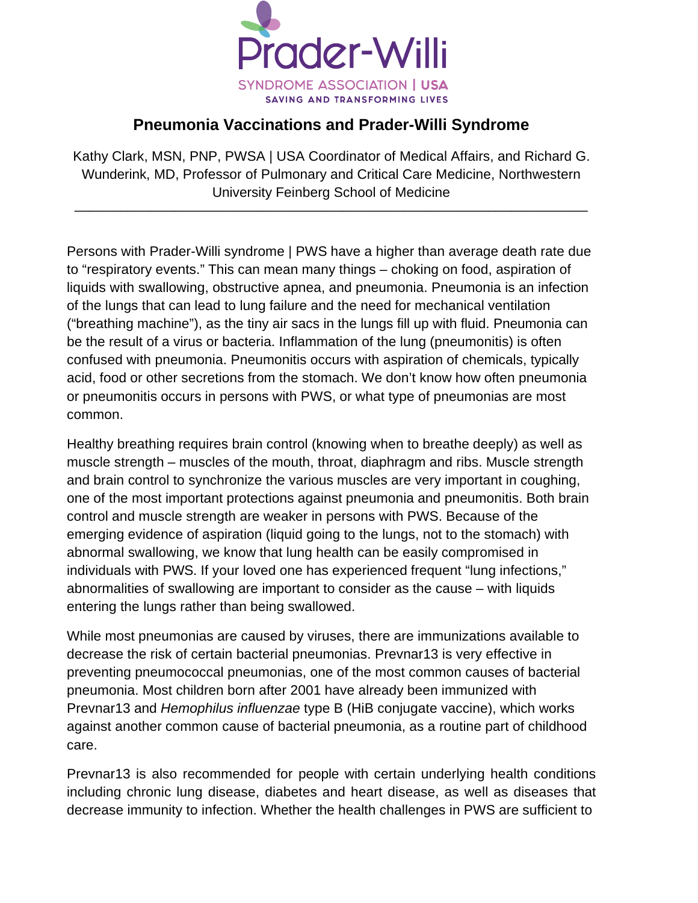Prader-Willi

SYNDROME ASSOCIATION | USA

SAVING AND TRANSFORMING LIVES

# Pneumonia Vaccinations and Prader-Willi Syndrome

Kathy Clark, MSN, PNP, PWSA | USA Coordinator of Medical Affairs, and Richard G. Wunderink, MD, Professor of Pulmonary and Critical Care Medicine, Northwestern University Feinberg School of Medicine

---

Persons with Prader-Willi syndrome | PWS have a higher than average death rate due to “respiratory events.” This can mean many things – choking on food, aspiration of liquids with swallowing, obstructive apnea, and pneumonia. Pneumonia is an infection of the lungs that can lead to lung failure and the need for mechanical ventilation (“breathing machine”), as the tiny air sacs in the lungs fill up with fluid. Pneumonia can be the result of a virus or bacteria. Inflammation of the lung (pneumonitis) is often confused with pneumonia. Pneumonitis occurs with aspiration of chemicals, typically acid, food or other secretions from the stomach. We don’t know how often pneumonia or pneumonitis occurs in persons with PWS, or what type of pneumonias are most common.

Healthy breathing requires brain control (knowing when to breathe deeply) as well as muscle strength – muscles of the mouth, throat, diaphragm and ribs. Muscle strength and brain control to synchronize the various muscles are very important in coughing, one of the most important protections against pneumonia and pneumonitis. Both brain control and muscle strength are weaker in persons with PWS. Because of the emerging evidence of aspiration (liquid going to the lungs, not to the stomach) with abnormal swallowing, we know that lung health can be easily compromised in individuals with PWS. If your loved one has experienced frequent “lung infections,” abnormalities of swallowing are important to consider as the cause – with liquids entering the lungs rather than being swallowed.

While most pneumonias are caused by viruses, there are immunizations available to decrease the risk of certain bacterial pneumonias. Prevnar13 is very effective in preventing pneumococcal pneumonias, one of the most common causes of bacterial pneumonia. Most children born after 2001 have already been immunized with Prevnar13 and *Hemophilus influenzae* type B (HiB conjugate vaccine), which works against another common cause of bacterial pneumonia, as a routine part of childhood care.

Prevnar13 is also recommended for people with certain underlying health conditions including chronic lung disease, diabetes and heart disease, as well as diseases that decrease immunity to infection. Whether the health challenges in PWS are sufficient to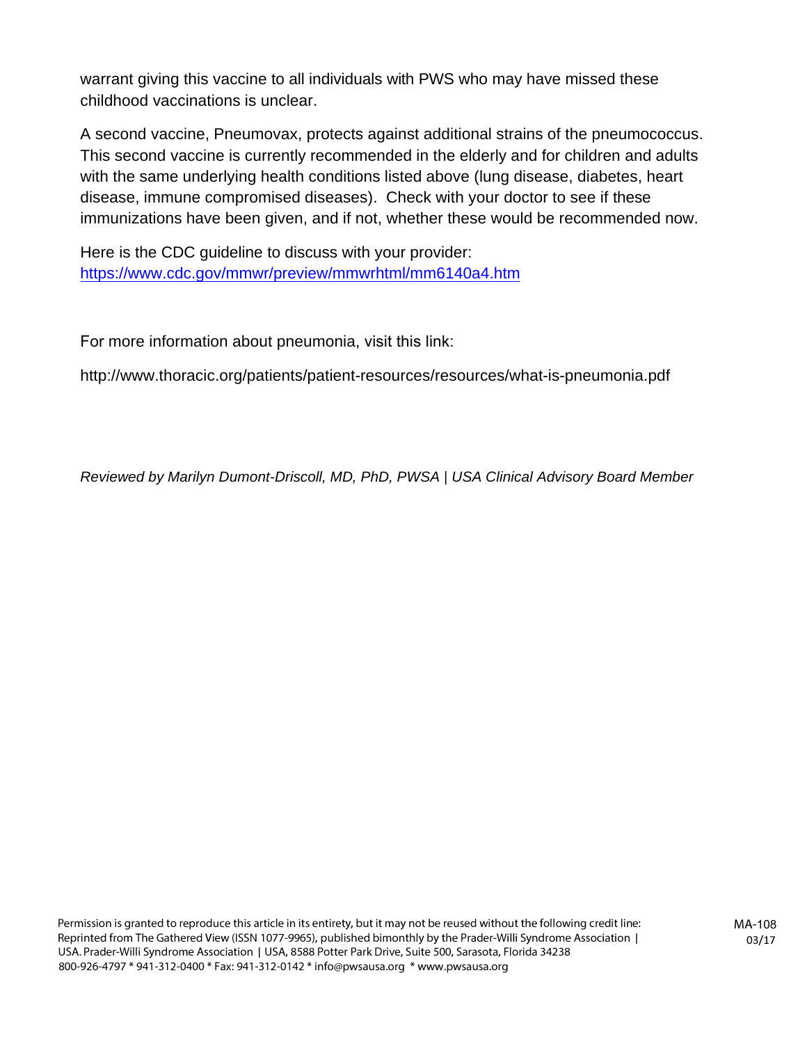warrant giving this vaccine to all individuals with PWS who may have missed these childhood vaccinations is unclear.

A second vaccine, Pneumovax, protects against additional strains of the pneumococcus. This second vaccine is currently recommended in the elderly and for children and adults with the same underlying health conditions listed above (lung disease, diabetes, heart disease, immune compromised diseases). Check with your doctor to see if these immunizations have been given, and if not, whether these would be recommended now.

Here is the CDC guideline to discuss with your provider:
https://www.cdc.gov/mmwr/preview/mmwrhtml/mm6140a4.htm

For more information about pneumonia, visit this link:

http://www.thoracic.org/patients/patient-resources/resources/what-is-pneumonia.pdf

*Reviewed by Marilyn Dumont-Driscoll, MD, PhD, PWSA | USA Clinical Advisory Board Member*

Permission is granted to reproduce this article in its entirety, but it may not be reused without the following credit line: Reprinted from The Gathered View (ISSN 1077-9965), published bimonthly by the Prader-Willi Syndrome Association | USA. Prader-Willi Syndrome Association | USA, 8588 Potter Park Drive, Suite 500, Sarasota, Florida 34238
800-926-4797 * 941-312-0400 * Fax: 941-312-0142 * info@pwsausa.org * www.pwsausa.org

MA-108
03/17